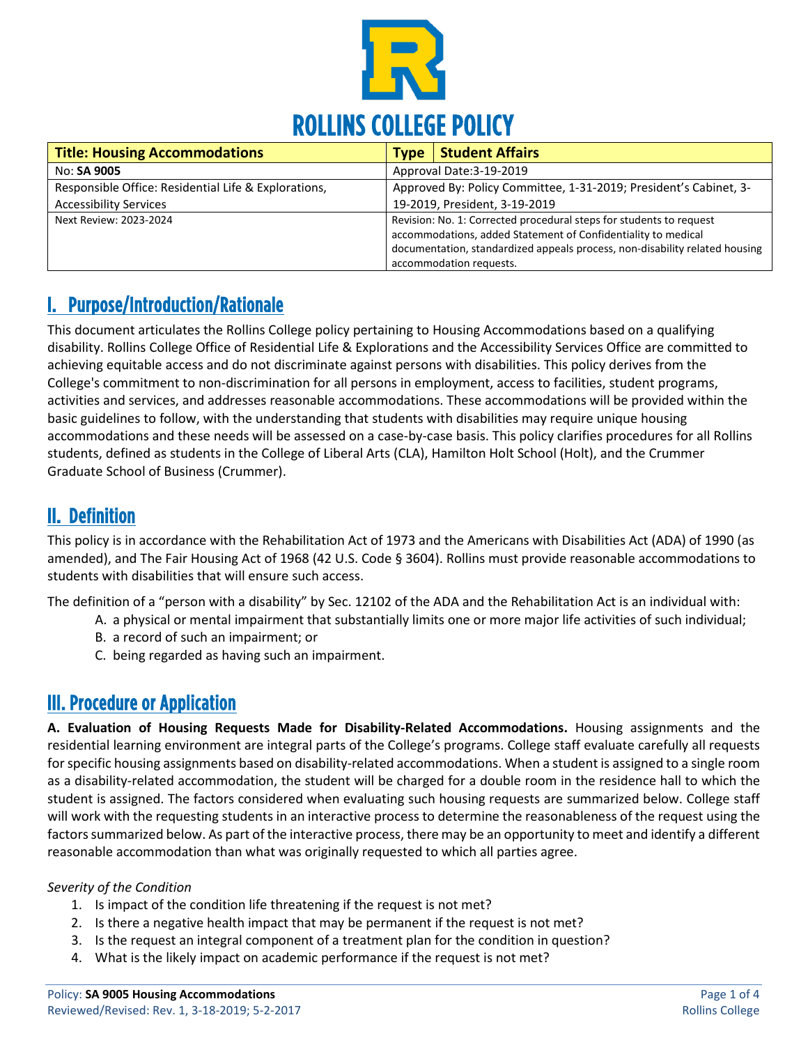# ROLLINS COLLEGE POLICY

| **Title: Housing Accommodations** | **Type** | **Student Affairs** |
|---|---|---|
| No: **SA 9005** | Approval Date:3-19-2019 | |
| Responsible Office: Residential Life & Explorations, Accessibility Services | Approved By: Policy Committee, 1-31-2019; President's Cabinet, 3-19-2019, President, 3-19-2019 | |
| Next Review: 2023-2024 | Revision: No. 1: Corrected procedural steps for students to request accommodations, added Statement of Confidentiality to medical documentation, standardized appeals process, non-disability related housing accommodation requests. | |

## I. Purpose/Introduction/Rationale

This document articulates the Rollins College policy pertaining to Housing Accommodations based on a qualifying disability. Rollins College Office of Residential Life & Explorations and the Accessibility Services Office are committed to achieving equitable access and do not discriminate against persons with disabilities. This policy derives from the College's commitment to non-discrimination for all persons in employment, access to facilities, student programs, activities and services, and addresses reasonable accommodations. These accommodations will be provided within the basic guidelines to follow, with the understanding that students with disabilities may require unique housing accommodations and these needs will be assessed on a case-by-case basis. This policy clarifies procedures for all Rollins students, defined as students in the College of Liberal Arts (CLA), Hamilton Holt School (Holt), and the Crummer Graduate School of Business (Crummer).

## II. Definition

This policy is in accordance with the Rehabilitation Act of 1973 and the Americans with Disabilities Act (ADA) of 1990 (as amended), and The Fair Housing Act of 1968 (42 U.S. Code § 3604). Rollins must provide reasonable accommodations to students with disabilities that will ensure such access.

The definition of a "person with a disability" by Sec. 12102 of the ADA and the Rehabilitation Act is an individual with:

A. a physical or mental impairment that substantially limits one or more major life activities of such individual;
B. a record of such an impairment; or
C. being regarded as having such an impairment.

## III. Procedure or Application

**A. Evaluation of Housing Requests Made for Disability-Related Accommodations.** Housing assignments and the residential learning environment are integral parts of the College's programs. College staff evaluate carefully all requests for specific housing assignments based on disability-related accommodations. When a student is assigned to a single room as a disability-related accommodation, the student will be charged for a double room in the residence hall to which the student is assigned. The factors considered when evaluating such housing requests are summarized below. College staff will work with the requesting students in an interactive process to determine the reasonableness of the request using the factors summarized below. As part of the interactive process, there may be an opportunity to meet and identify a different reasonable accommodation than what was originally requested to which all parties agree.

*Severity of the Condition*

1. Is impact of the condition life threatening if the request is not met?
2. Is there a negative health impact that may be permanent if the request is not met?
3. Is the request an integral component of a treatment plan for the condition in question?
4. What is the likely impact on academic performance if the request is not met?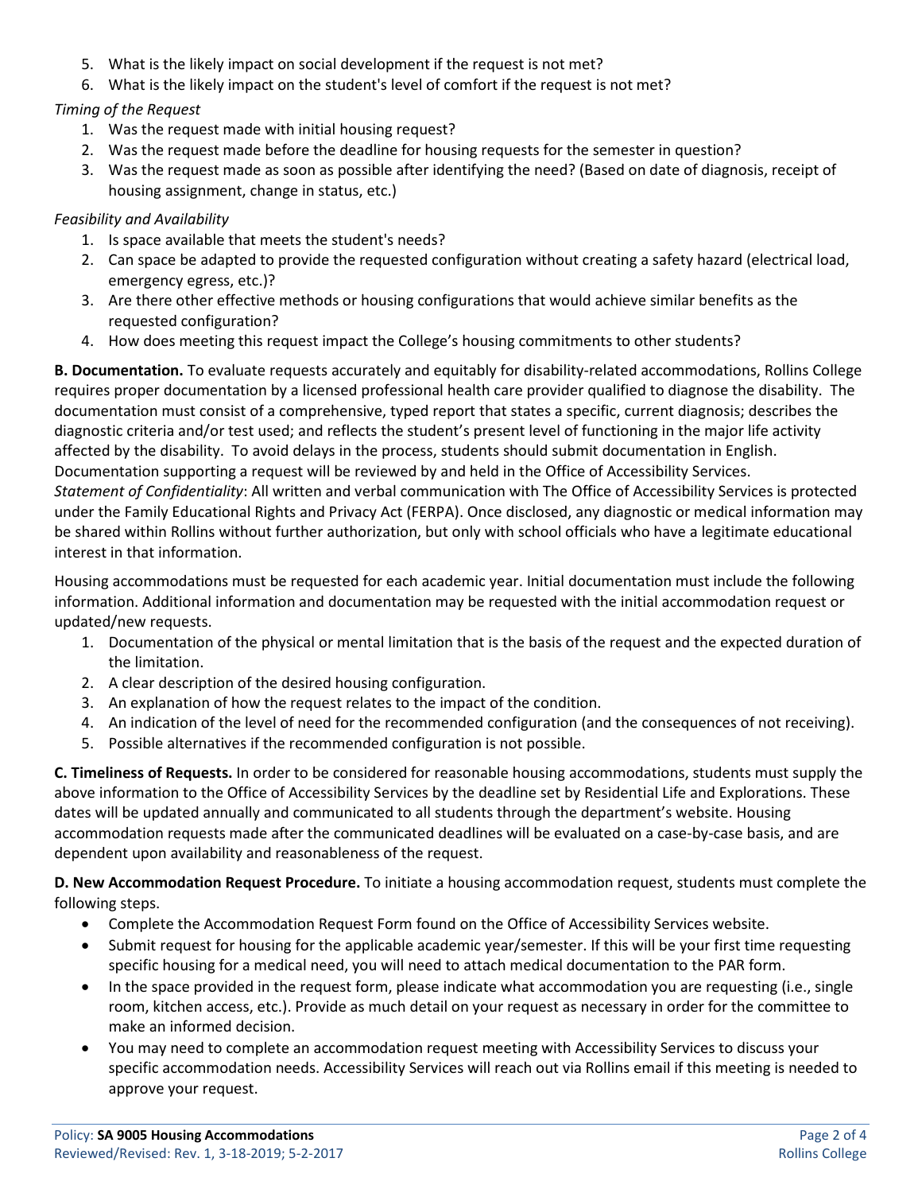5. What is the likely impact on social development if the request is not met?
6. What is the likely impact on the student's level of comfort if the request is not met?

*Timing of the Request*

1. Was the request made with initial housing request?
2. Was the request made before the deadline for housing requests for the semester in question?
3. Was the request made as soon as possible after identifying the need? (Based on date of diagnosis, receipt of housing assignment, change in status, etc.)

*Feasibility and Availability*

1. Is space available that meets the student's needs?
2. Can space be adapted to provide the requested configuration without creating a safety hazard (electrical load, emergency egress, etc.)?
3. Are there other effective methods or housing configurations that would achieve similar benefits as the requested configuration?
4. How does meeting this request impact the College's housing commitments to other students?

**B. Documentation.** To evaluate requests accurately and equitably for disability-related accommodations, Rollins College requires proper documentation by a licensed professional health care provider qualified to diagnose the disability. The documentation must consist of a comprehensive, typed report that states a specific, current diagnosis; describes the diagnostic criteria and/or test used; and reflects the student's present level of functioning in the major life activity affected by the disability. To avoid delays in the process, students should submit documentation in English. Documentation supporting a request will be reviewed by and held in the Office of Accessibility Services.
*Statement of Confidentiality*: All written and verbal communication with The Office of Accessibility Services is protected under the Family Educational Rights and Privacy Act (FERPA). Once disclosed, any diagnostic or medical information may be shared within Rollins without further authorization, but only with school officials who have a legitimate educational interest in that information.

Housing accommodations must be requested for each academic year. Initial documentation must include the following information. Additional information and documentation may be requested with the initial accommodation request or updated/new requests.

1. Documentation of the physical or mental limitation that is the basis of the request and the expected duration of the limitation.
2. A clear description of the desired housing configuration.
3. An explanation of how the request relates to the impact of the condition.
4. An indication of the level of need for the recommended configuration (and the consequences of not receiving).
5. Possible alternatives if the recommended configuration is not possible.

**C. Timeliness of Requests.** In order to be considered for reasonable housing accommodations, students must supply the above information to the Office of Accessibility Services by the deadline set by Residential Life and Explorations. These dates will be updated annually and communicated to all students through the department's website. Housing accommodation requests made after the communicated deadlines will be evaluated on a case-by-case basis, and are dependent upon availability and reasonableness of the request.

**D. New Accommodation Request Procedure.** To initiate a housing accommodation request, students must complete the following steps.

- Complete the Accommodation Request Form found on the Office of Accessibility Services website.
- Submit request for housing for the applicable academic year/semester. If this will be your first time requesting specific housing for a medical need, you will need to attach medical documentation to the PAR form.
- In the space provided in the request form, please indicate what accommodation you are requesting (i.e., single room, kitchen access, etc.). Provide as much detail on your request as necessary in order for the committee to make an informed decision.
- You may need to complete an accommodation request meeting with Accessibility Services to discuss your specific accommodation needs. Accessibility Services will reach out via Rollins email if this meeting is needed to approve your request.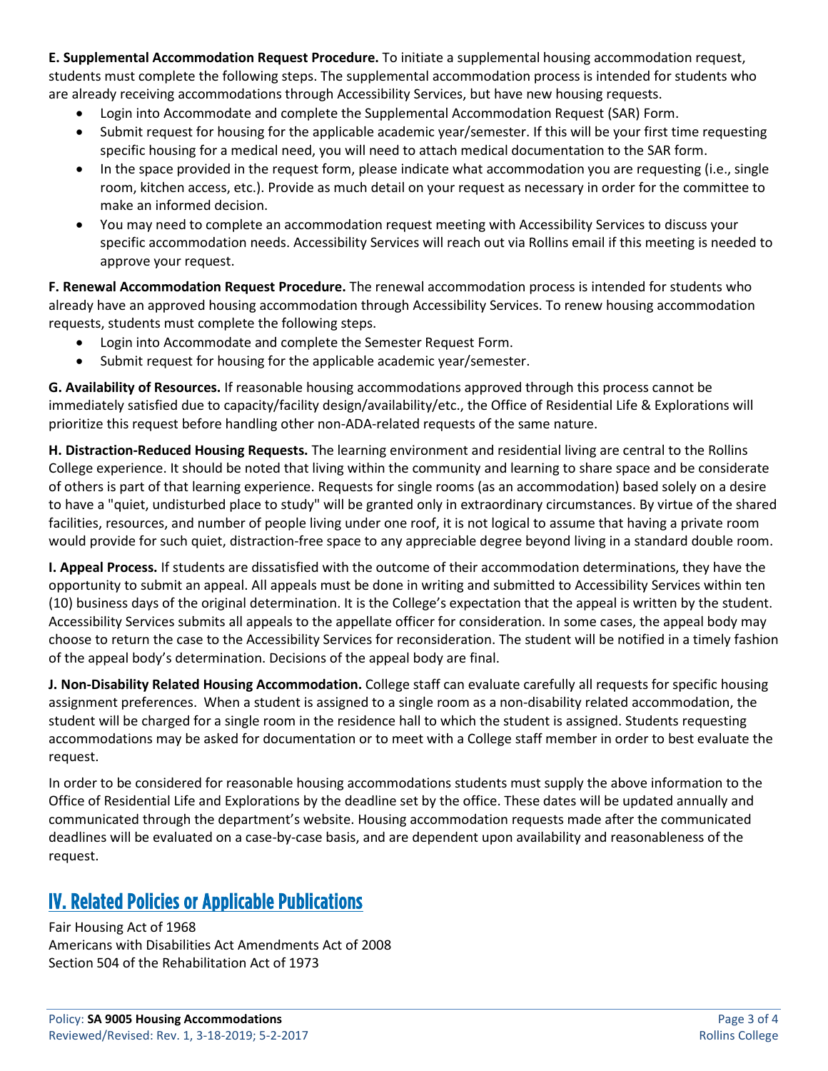**E. Supplemental Accommodation Request Procedure.** To initiate a supplemental housing accommodation request, students must complete the following steps. The supplemental accommodation process is intended for students who are already receiving accommodations through Accessibility Services, but have new housing requests.

- Login into Accommodate and complete the Supplemental Accommodation Request (SAR) Form.
- Submit request for housing for the applicable academic year/semester. If this will be your first time requesting specific housing for a medical need, you will need to attach medical documentation to the SAR form.
- In the space provided in the request form, please indicate what accommodation you are requesting (i.e., single room, kitchen access, etc.). Provide as much detail on your request as necessary in order for the committee to make an informed decision.
- You may need to complete an accommodation request meeting with Accessibility Services to discuss your specific accommodation needs. Accessibility Services will reach out via Rollins email if this meeting is needed to approve your request.

**F. Renewal Accommodation Request Procedure.** The renewal accommodation process is intended for students who already have an approved housing accommodation through Accessibility Services. To renew housing accommodation requests, students must complete the following steps.

- Login into Accommodate and complete the Semester Request Form.
- Submit request for housing for the applicable academic year/semester.

**G. Availability of Resources.** If reasonable housing accommodations approved through this process cannot be immediately satisfied due to capacity/facility design/availability/etc., the Office of Residential Life & Explorations will prioritize this request before handling other non-ADA-related requests of the same nature.

**H. Distraction-Reduced Housing Requests.** The learning environment and residential living are central to the Rollins College experience. It should be noted that living within the community and learning to share space and be considerate of others is part of that learning experience. Requests for single rooms (as an accommodation) based solely on a desire to have a "quiet, undisturbed place to study" will be granted only in extraordinary circumstances. By virtue of the shared facilities, resources, and number of people living under one roof, it is not logical to assume that having a private room would provide for such quiet, distraction-free space to any appreciable degree beyond living in a standard double room.

**I. Appeal Process.** If students are dissatisfied with the outcome of their accommodation determinations, they have the opportunity to submit an appeal. All appeals must be done in writing and submitted to Accessibility Services within ten (10) business days of the original determination. It is the College's expectation that the appeal is written by the student. Accessibility Services submits all appeals to the appellate officer for consideration. In some cases, the appeal body may choose to return the case to the Accessibility Services for reconsideration. The student will be notified in a timely fashion of the appeal body's determination. Decisions of the appeal body are final.

**J. Non-Disability Related Housing Accommodation.** College staff can evaluate carefully all requests for specific housing assignment preferences. When a student is assigned to a single room as a non-disability related accommodation, the student will be charged for a single room in the residence hall to which the student is assigned. Students requesting accommodations may be asked for documentation or to meet with a College staff member in order to best evaluate the request.

In order to be considered for reasonable housing accommodations students must supply the above information to the Office of Residential Life and Explorations by the deadline set by the office. These dates will be updated annually and communicated through the department's website. Housing accommodation requests made after the communicated deadlines will be evaluated on a case-by-case basis, and are dependent upon availability and reasonableness of the request.

## IV. Related Policies or Applicable Publications

Fair Housing Act of 1968
Americans with Disabilities Act Amendments Act of 2008
Section 504 of the Rehabilitation Act of 1973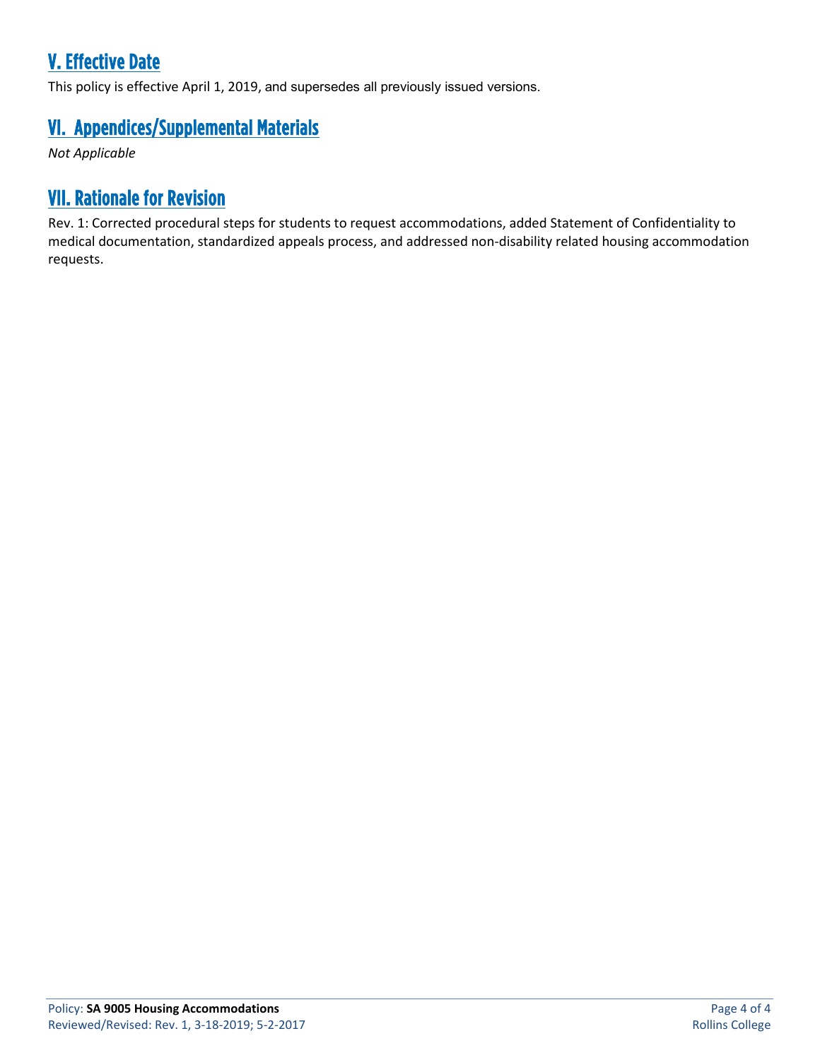## V. Effective Date

This policy is effective April 1, 2019, and supersedes all previously issued versions.

## VI. Appendices/Supplemental Materials

*Not Applicable*

## VII. Rationale for Revision

Rev. 1: Corrected procedural steps for students to request accommodations, added Statement of Confidentiality to medical documentation, standardized appeals process, and addressed non-disability related housing accommodation requests.